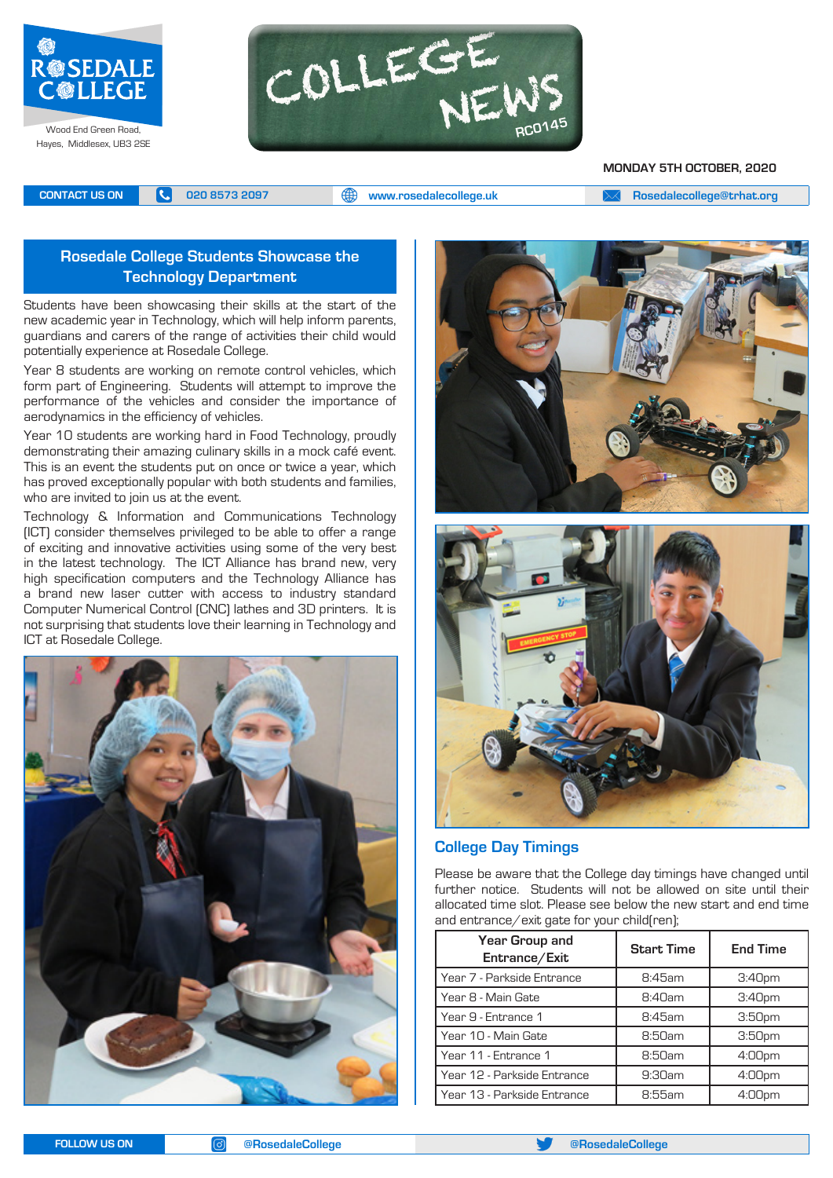ROSEDALE COLLEGE

Wood End Green Road, Hayes, Middlesex, UB3 2SE

# COLLEGE NEWS

RC0145

MONDAY 5TH OCTOBER, 2020

CONTACT US ON | 020 8573 2097 | www.rosedalecollege.uk | Rosedalecollege@trhat.org

## Rosedale College Students Showcase the Technology Department

Students have been showcasing their skills at the start of the new academic year in Technology, which will help inform parents, guardians and carers of the range of activities their child would potentially experience at Rosedale College.

Year 8 students are working on remote control vehicles, which form part of Engineering. Students will attempt to improve the performance of the vehicles and consider the importance of aerodynamics in the efficiency of vehicles.

Year 10 students are working hard in Food Technology, proudly demonstrating their amazing culinary skills in a mock café event. This is an event the students put on once or twice a year, which has proved exceptionally popular with both students and families, who are invited to join us at the event.

Technology & Information and Communications Technology (ICT) consider themselves privileged to be able to offer a range of exciting and innovative activities using some of the very best in the latest technology. The ICT Alliance has brand new, very high specification computers and the Technology Alliance has a brand new laser cutter with access to industry standard Computer Numerical Control (CNC) lathes and 3D printers. It is not surprising that students love their learning in Technology and ICT at Rosedale College.

## College Day Timings

Please be aware that the College day timings have changed until further notice. Students will not be allowed on site until their allocated time slot. Please see below the new start and end time and entrance/exit gate for your child(ren);

| Year Group and Entrance/Exit | Start Time | End Time |
|---|---|---|
| Year 7 - Parkside Entrance | 8:45am | 3:40pm |
| Year 8 - Main Gate | 8:40am | 3:40pm |
| Year 9 - Entrance 1 | 8:45am | 3:50pm |
| Year 10 - Main Gate | 8:50am | 3:50pm |
| Year 11 - Entrance 1 | 8:50am | 4:00pm |
| Year 12 - Parkside Entrance | 9:30am | 4:00pm |
| Year 13 - Parkside Entrance | 8:55am | 4:00pm |

FOLLOW US ON | @RosedaleCollege | @RosedaleCollege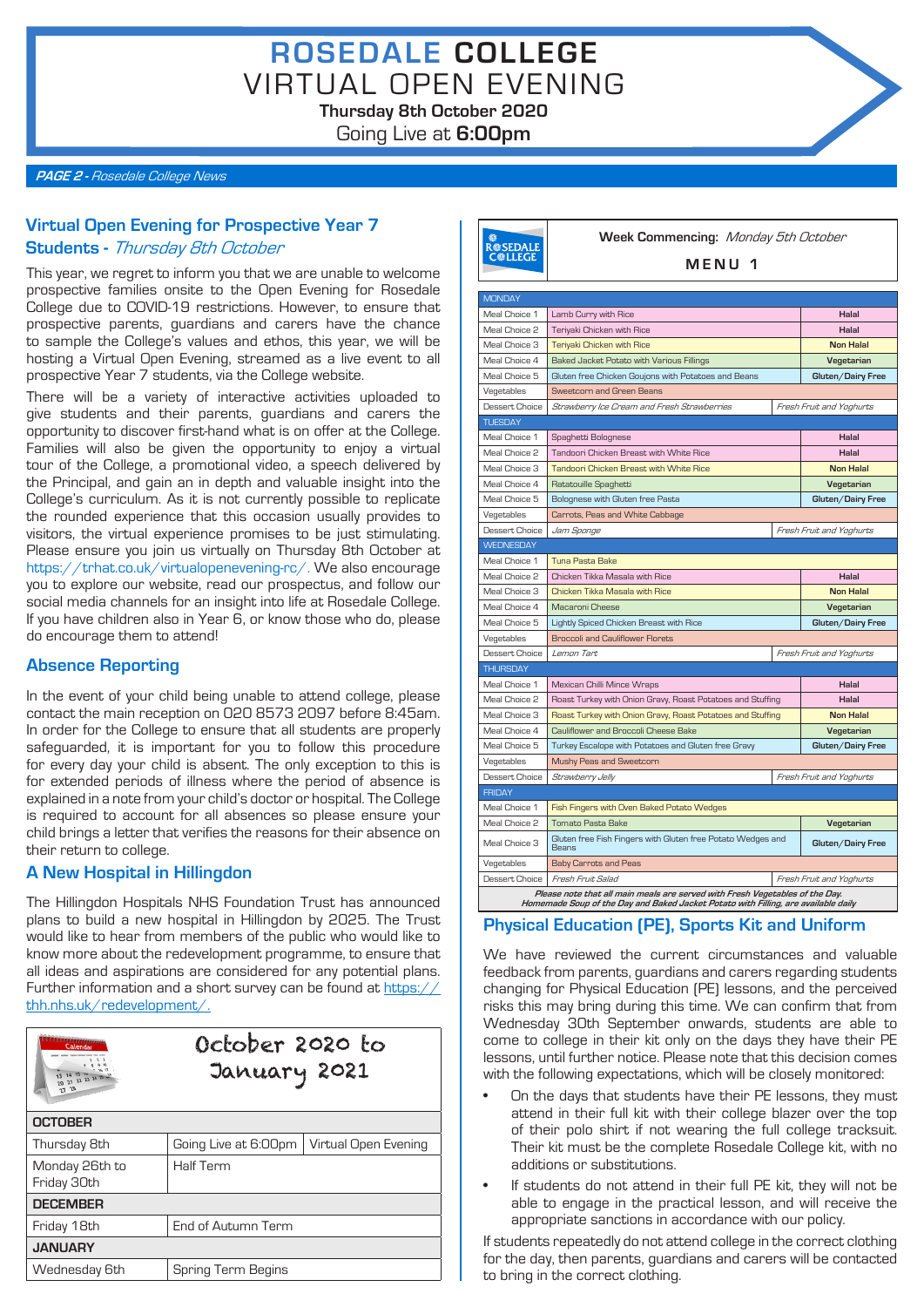# ROSEDALE COLLEGE
# VIRTUAL OPEN EVENING

**Thursday 8th October 2020**

Going Live at **6:00pm**

***PAGE 2 -*** *Rosedale College News*

## Virtual Open Evening for Prospective Year 7 Students - *Thursday 8th October*

This year, we regret to inform you that we are unable to welcome prospective families onsite to the Open Evening for Rosedale College due to COVID-19 restrictions. However, to ensure that prospective parents, guardians and carers have the chance to sample the College's values and ethos, this year, we will be hosting a Virtual Open Evening, streamed as a live event to all prospective Year 7 students, via the College website.

There will be a variety of interactive activities uploaded to give students and their parents, guardians and carers the opportunity to discover first-hand what is on offer at the College. Families will also be given the opportunity to enjoy a virtual tour of the College, a promotional video, a speech delivered by the Principal, and gain an in depth and valuable insight into the College's curriculum. As it is not currently possible to replicate the rounded experience that this occasion usually provides to visitors, the virtual experience promises to be just stimulating. Please ensure you join us virtually on Thursday 8th October at https://trhat.co.uk/virtualopenevening-rc/. We also encourage you to explore our website, read our prospectus, and follow our social media channels for an insight into life at Rosedale College. If you have children also in Year 6, or know those who do, please do encourage them to attend!

## Absence Reporting

In the event of your child being unable to attend college, please contact the main reception on 020 8573 2097 before 8:45am. In order for the College to ensure that all students are properly safeguarded, it is important for you to follow this procedure for every day your child is absent. The only exception to this is for extended periods of illness where the period of absence is explained in a note from your child's doctor or hospital. The College is required to account for all absences so please ensure your child brings a letter that verifies the reasons for their absence on their return to college.

## A New Hospital in Hillingdon

The Hillingdon Hospitals NHS Foundation Trust has announced plans to build a new hospital in Hillingdon by 2025. The Trust would like to hear from members of the public who would like to know more about the redevelopment programme, to ensure that all ideas and aspirations are considered for any potential plans. Further information and a short survey can be found at https://thh.nhs.uk/redevelopment/.

## October 2020 to January 2021

| | | |
|---|---|---|
| **OCTOBER** | | |
| Thursday 8th | Going Live at 6:00pm | Virtual Open Evening |
| Monday 26th to Friday 30th | Half Term | |
| **DECEMBER** | | |
| Friday 18th | End of Autumn Term | |
| **JANUARY** | | |
| Wednesday 6th | Spring Term Begins | |

**Week Commencing:** *Monday 5th October*

**MENU 1**

| | | |
|---|---|---|
| **MONDAY** | | |
| Meal Choice 1 | Lamb Curry with Rice | **Halal** |
| Meal Choice 2 | Teriyaki Chicken with Rice | **Halal** |
| Meal Choice 3 | Teriyaki Chicken with Rice | **Non Halal** |
| Meal Choice 4 | Baked Jacket Potato with Various Fillings | **Vegetarian** |
| Meal Choice 5 | Gluten free Chicken Goujons with Potatoes and Beans | **Gluten/Dairy Free** |
| Vegetables | Sweetcorn and Green Beans | |
| Dessert Choice | *Strawberry Ice Cream and Fresh Strawberries* | *Fresh Fruit and Yoghurts* |
| **TUESDAY** | | |
| Meal Choice 1 | Spaghetti Bolognese | **Halal** |
| Meal Choice 2 | Tandoori Chicken Breast with White Rice | **Halal** |
| Meal Choice 3 | Tandoori Chicken Breast with White Rice | **Non Halal** |
| Meal Choice 4 | Ratatouille Spaghetti | **Vegetarian** |
| Meal Choice 5 | Bolognese with Gluten free Pasta | **Gluten/Dairy Free** |
| Vegetables | Carrots, Peas and White Cabbage | |
| Dessert Choice | *Jam Sponge* | *Fresh Fruit and Yoghurts* |
| **WEDNESDAY** | | |
| Meal Choice 1 | Tuna Pasta Bake | |
| Meal Choice 2 | Chicken Tikka Masala with Rice | **Halal** |
| Meal Choice 3 | Chicken Tikka Masala with Rice | **Non Halal** |
| Meal Choice 4 | Macaroni Cheese | **Vegetarian** |
| Meal Choice 5 | Lightly Spiced Chicken Breast with Rice | **Gluten/Dairy Free** |
| Vegetables | Broccoli and Cauliflower Florets | |
| Dessert Choice | *Lemon Tart* | *Fresh Fruit and Yoghurts* |
| **THURSDAY** | | |
| Meal Choice 1 | Mexican Chilli Mince Wraps | **Halal** |
| Meal Choice 2 | Roast Turkey with Onion Gravy, Roast Potatoes and Stuffing | **Halal** |
| Meal Choice 3 | Roast Turkey with Onion Gravy, Roast Potatoes and Stuffing | **Non Halal** |
| Meal Choice 4 | Cauliflower and Broccoli Cheese Bake | **Vegetarian** |
| Meal Choice 5 | Turkey Escalope with Potatoes and Gluten free Gravy | **Gluten/Dairy Free** |
| Vegetables | Mushy Peas and Sweetcorn | |
| Dessert Choice | *Strawberry Jelly* | *Fresh Fruit and Yoghurts* |
| **FRIDAY** | | |
| Meal Choice 1 | Fish Fingers with Oven Baked Potato Wedges | |
| Meal Choice 2 | Tomato Pasta Bake | **Vegetarian** |
| Meal Choice 3 | Gluten free Fish Fingers with Gluten free Potato Wedges and Beans | **Gluten/Dairy Free** |
| Vegetables | Baby Carrots and Peas | |
| Dessert Choice | *Fresh Fruit Salad* | *Fresh Fruit and Yoghurts* |

***Please note that all main meals are served with Fresh Vegetables of the Day.***
***Homemade Soup of the Day and Baked Jacket Potato with Filling, are available daily***

## Physical Education (PE), Sports Kit and Uniform

We have reviewed the current circumstances and valuable feedback from parents, guardians and carers regarding students changing for Physical Education (PE) lessons, and the perceived risks this may bring during this time. We can confirm that from Wednesday 30th September onwards, students are able to come to college in their kit only on the days they have their PE lessons, until further notice. Please note that this decision comes with the following expectations, which will be closely monitored:

- On the days that students have their PE lessons, they must attend in their full kit with their college blazer over the top of their polo shirt if not wearing the full college tracksuit. Their kit must be the complete Rosedale College kit, with no additions or substitutions.
- If students do not attend in their full PE kit, they will not be able to engage in the practical lesson, and will receive the appropriate sanctions in accordance with our policy.

If students repeatedly do not attend college in the correct clothing for the day, then parents, guardians and carers will be contacted to bring in the correct clothing.